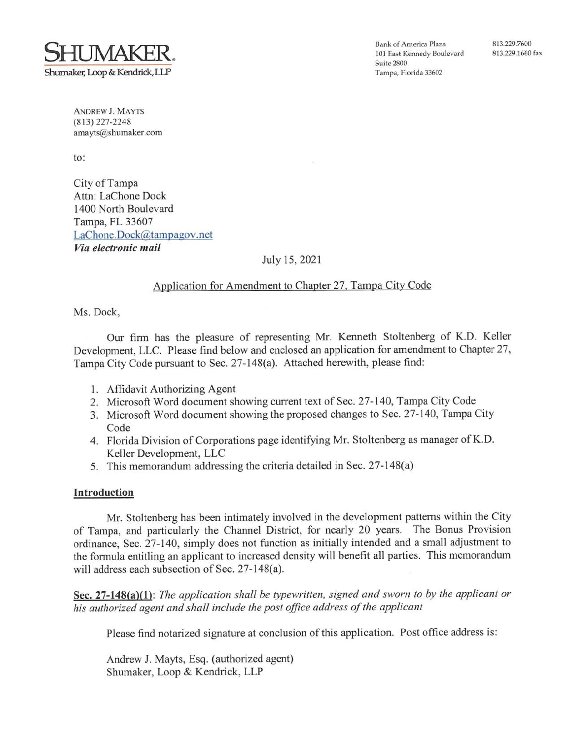**SHUMAKER**

Shumaker, Loop & Kendrick, LLP

Bank of America Plaza
101 East Kennedy Boulevard
Suite 2800
Tampa, Florida 33602

813.229.7600
813.229.1660 fax

ANDREW J. MAYTS
(813) 227-2248
amayts@shumaker.com

to:

City of Tampa
Attn: LaChone Dock
1400 North Boulevard
Tampa, FL 33607
LaChone.Dock@tampagov.net
***Via electronic mail***

July 15, 2021

Application for Amendment to Chapter 27, Tampa City Code

Ms. Dock,

Our firm has the pleasure of representing Mr. Kenneth Stoltenberg of K.D. Keller Development, LLC. Please find below and enclosed an application for amendment to Chapter 27, Tampa City Code pursuant to Sec. 27-148(a). Attached herewith, please find:

1. Affidavit Authorizing Agent
2. Microsoft Word document showing current text of Sec. 27-140, Tampa City Code
3. Microsoft Word document showing the proposed changes to Sec. 27-140, Tampa City Code
4. Florida Division of Corporations page identifying Mr. Stoltenberg as manager of K.D. Keller Development, LLC
5. This memorandum addressing the criteria detailed in Sec. 27-148(a)

**Introduction**

Mr. Stoltenberg has been intimately involved in the development patterns within the City of Tampa, and particularly the Channel District, for nearly 20 years. The Bonus Provision ordinance, Sec. 27-140, simply does not function as initially intended and a small adjustment to the formula entitling an applicant to increased density will benefit all parties. This memorandum will address each subsection of Sec. 27-148(a).

**Sec. 27-148(a)(1)**: *The application shall be typewritten, signed and sworn to by the applicant or his authorized agent and shall include the post office address of the applicant*

Please find notarized signature at conclusion of this application. Post office address is:

Andrew J. Mayts, Esq. (authorized agent)
Shumaker, Loop & Kendrick, LLP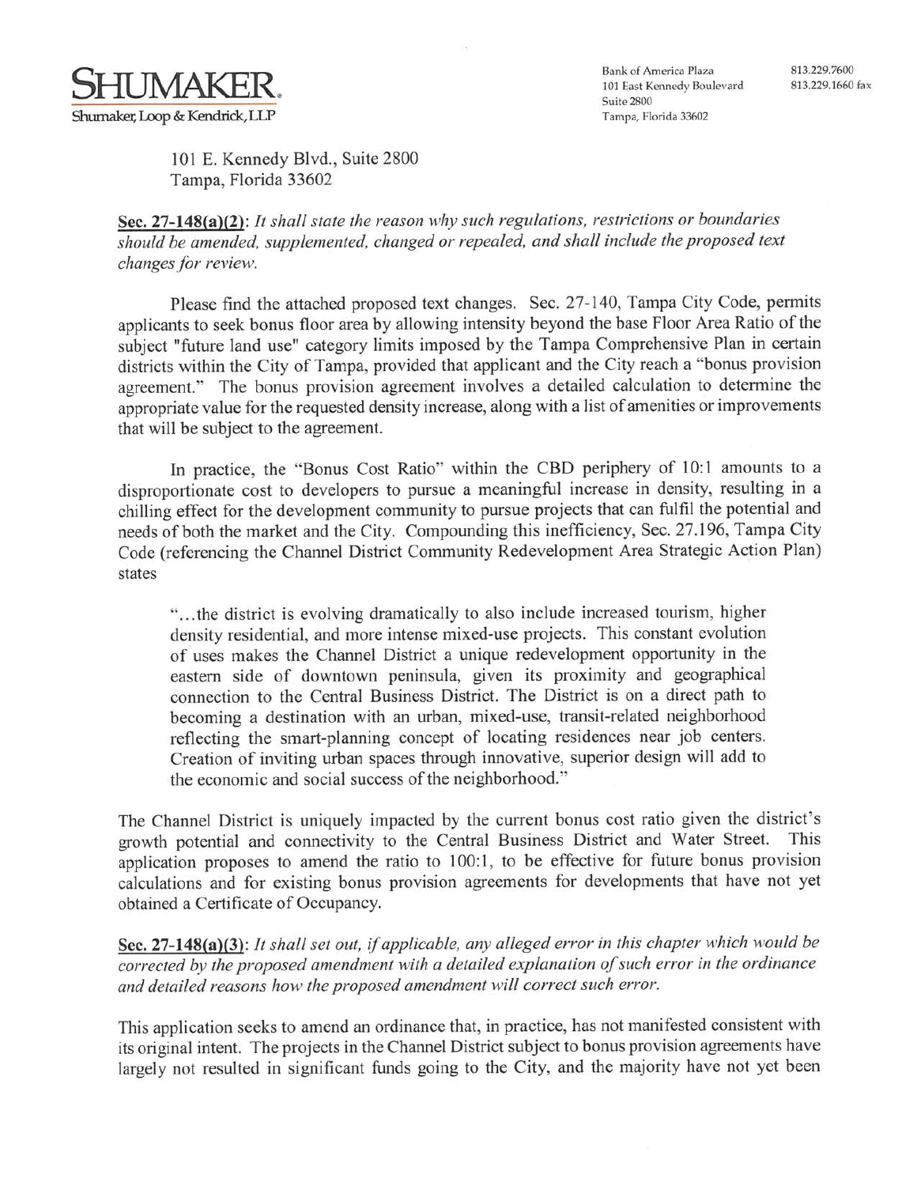101 E. Kennedy Blvd., Suite 2800
Tampa, Florida 33602

**Sec. 27-148(a)(2)**: *It shall state the reason why such regulations, restrictions or boundaries should be amended, supplemented, changed or repealed, and shall include the proposed text changes for review.*

Please find the attached proposed text changes. Sec. 27-140, Tampa City Code, permits applicants to seek bonus floor area by allowing intensity beyond the base Floor Area Ratio of the subject "future land use" category limits imposed by the Tampa Comprehensive Plan in certain districts within the City of Tampa, provided that applicant and the City reach a "bonus provision agreement." The bonus provision agreement involves a detailed calculation to determine the appropriate value for the requested density increase, along with a list of amenities or improvements that will be subject to the agreement.

In practice, the "Bonus Cost Ratio" within the CBD periphery of 10:1 amounts to a disproportionate cost to developers to pursue a meaningful increase in density, resulting in a chilling effect for the development community to pursue projects that can fulfil the potential and needs of both the market and the City. Compounding this inefficiency, Sec. 27.196, Tampa City Code (referencing the Channel District Community Redevelopment Area Strategic Action Plan) states

> "…the district is evolving dramatically to also include increased tourism, higher density residential, and more intense mixed-use projects. This constant evolution of uses makes the Channel District a unique redevelopment opportunity in the eastern side of downtown peninsula, given its proximity and geographical connection to the Central Business District. The District is on a direct path to becoming a destination with an urban, mixed-use, transit-related neighborhood reflecting the smart-planning concept of locating residences near job centers. Creation of inviting urban spaces through innovative, superior design will add to the economic and social success of the neighborhood."

The Channel District is uniquely impacted by the current bonus cost ratio given the district's growth potential and connectivity to the Central Business District and Water Street. This application proposes to amend the ratio to 100:1, to be effective for future bonus provision calculations and for existing bonus provision agreements for developments that have not yet obtained a Certificate of Occupancy.

**Sec. 27-148(a)(3)**: *It shall set out, if applicable, any alleged error in this chapter which would be corrected by the proposed amendment with a detailed explanation of such error in the ordinance and detailed reasons how the proposed amendment will correct such error.*

This application seeks to amend an ordinance that, in practice, has not manifested consistent with its original intent. The projects in the Channel District subject to bonus provision agreements have largely not resulted in significant funds going to the City, and the majority have not yet been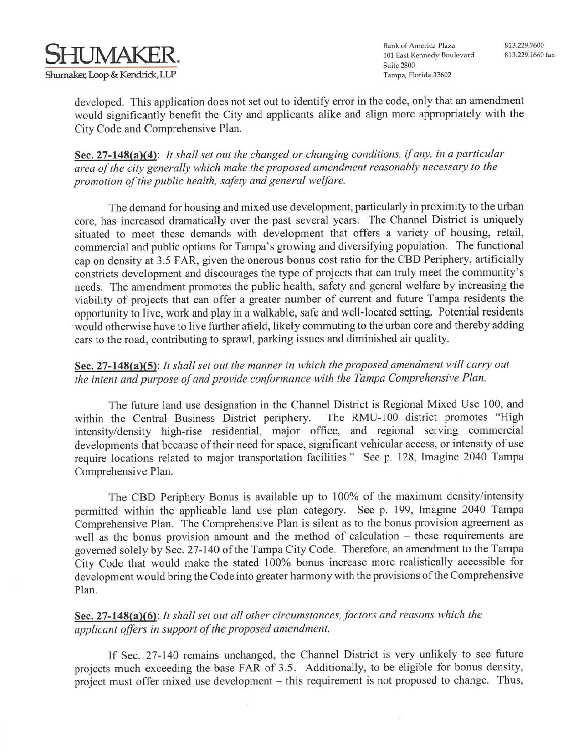developed. This application does not set out to identify error in the code, only that an amendment would significantly benefit the City and applicants alike and align more appropriately with the City Code and Comprehensive Plan.

**Sec. 27-148(a)(4)**: *It shall set out the changed or changing conditions, if any, in a particular area of the city generally which make the proposed amendment reasonably necessary to the promotion of the public health, safety and general welfare.*

The demand for housing and mixed use development, particularly in proximity to the urban core, has increased dramatically over the past several years. The Channel District is uniquely situated to meet these demands with development that offers a variety of housing, retail, commercial and public options for Tampa's growing and diversifying population. The functional cap on density at 3.5 FAR, given the onerous bonus cost ratio for the CBD Periphery, artificially constricts development and discourages the type of projects that can truly meet the community's needs. The amendment promotes the public health, safety and general welfare by increasing the viability of projects that can offer a greater number of current and future Tampa residents the opportunity to live, work and play in a walkable, safe and well-located setting. Potential residents would otherwise have to live further afield, likely commuting to the urban core and thereby adding cars to the road, contributing to sprawl, parking issues and diminished air quality.

**Sec. 27-148(a)(5)**: *It shall set out the manner in which the proposed amendment will carry out the intent and purpose of and provide conformance with the Tampa Comprehensive Plan.*

The future land use designation in the Channel District is Regional Mixed Use 100, and within the Central Business District periphery. The RMU-100 district promotes "High intensity/density high-rise residential, major office, and regional serving commercial developments that because of their need for space, significant vehicular access, or intensity of use require locations related to major transportation facilities." See p. 128, Imagine 2040 Tampa Comprehensive Plan.

The CBD Periphery Bonus is available up to 100% of the maximum density/intensity permitted within the applicable land use plan category. See p. 199, Imagine 2040 Tampa Comprehensive Plan. The Comprehensive Plan is silent as to the bonus provision agreement as well as the bonus provision amount and the method of calculation – these requirements are governed solely by Sec. 27-140 of the Tampa City Code. Therefore, an amendment to the Tampa City Code that would make the stated 100% bonus increase more realistically accessible for development would bring the Code into greater harmony with the provisions of the Comprehensive Plan.

**Sec. 27-148(a)(6)**: *It shall set out all other circumstances, factors and reasons which the applicant offers in support of the proposed amendment.*

If Sec. 27-140 remains unchanged, the Channel District is very unlikely to see future projects much exceeding the base FAR of 3.5. Additionally, to be eligible for bonus density, project must offer mixed use development – this requirement is not proposed to change. Thus,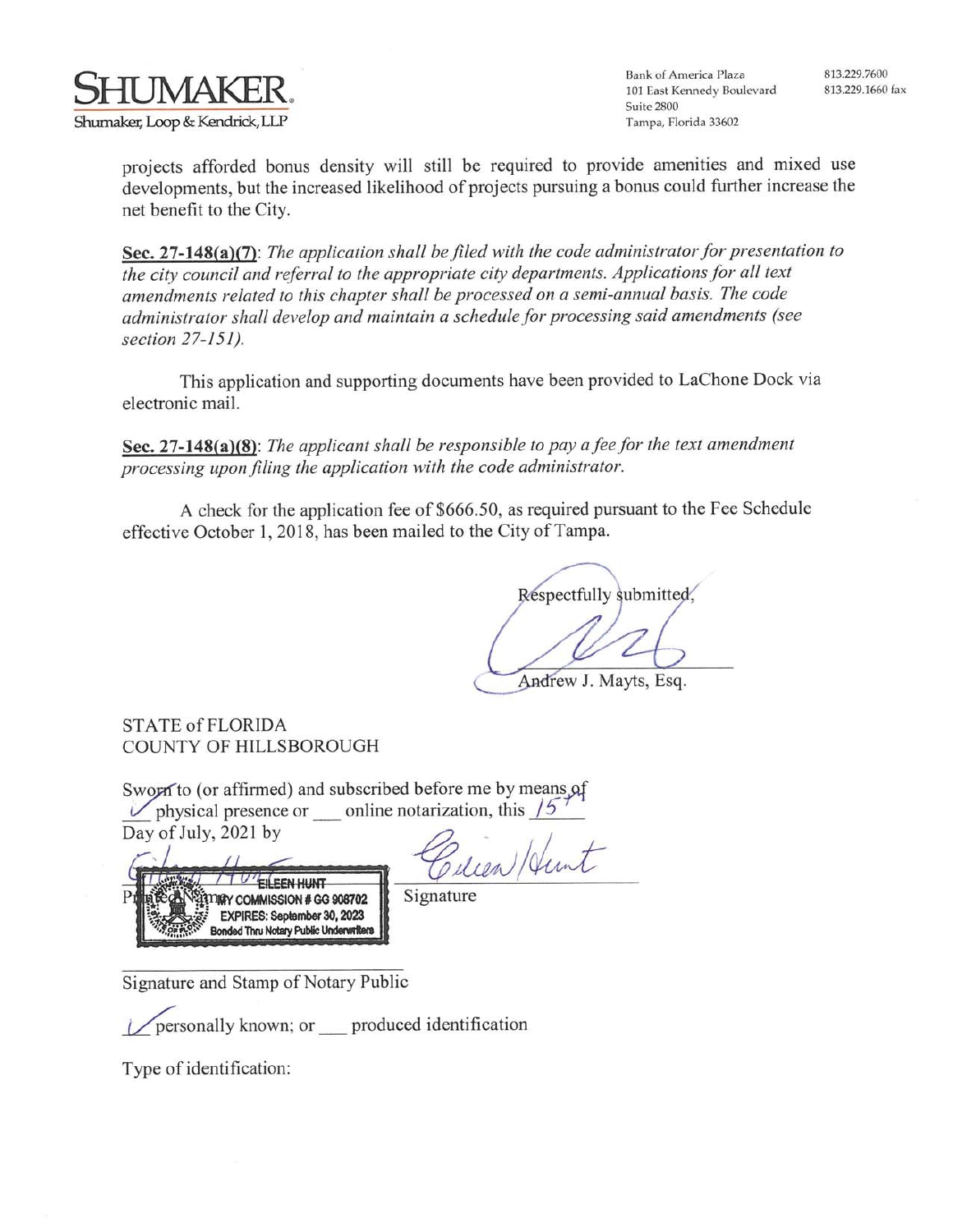projects afforded bonus density will still be required to provide amenities and mixed use developments, but the increased likelihood of projects pursuing a bonus could further increase the net benefit to the City.

**Sec. 27-148(a)(7)**: *The application shall be filed with the code administrator for presentation to the city council and referral to the appropriate city departments. Applications for all text amendments related to this chapter shall be processed on a semi-annual basis. The code administrator shall develop and maintain a schedule for processing said amendments (see section 27-151).*

This application and supporting documents have been provided to LaChone Dock via electronic mail.

**Sec. 27-148(a)(8)**: *The applicant shall be responsible to pay a fee for the text amendment processing upon filing the application with the code administrator.*

A check for the application fee of $666.50, as required pursuant to the Fee Schedule effective October 1, 2018, has been mailed to the City of Tampa.

Respectfully submitted,

Andrew J. Mayts, Esq.

STATE of FLORIDA
COUNTY OF HILLSBOROUGH

Sworn to (or affirmed) and subscribed before me by means of ✓ physical presence or ___ online notarization, this 15th Day of July, 2021 by

Printed Name: Eileen Hunt

EILEEN HUNT
MY COMMISSION # GG 908702
EXPIRES: September 30, 2023
Bonded Thru Notary Public Underwriters

Signature

Signature and Stamp of Notary Public

✓ personally known; or ___ produced identification

Type of identification: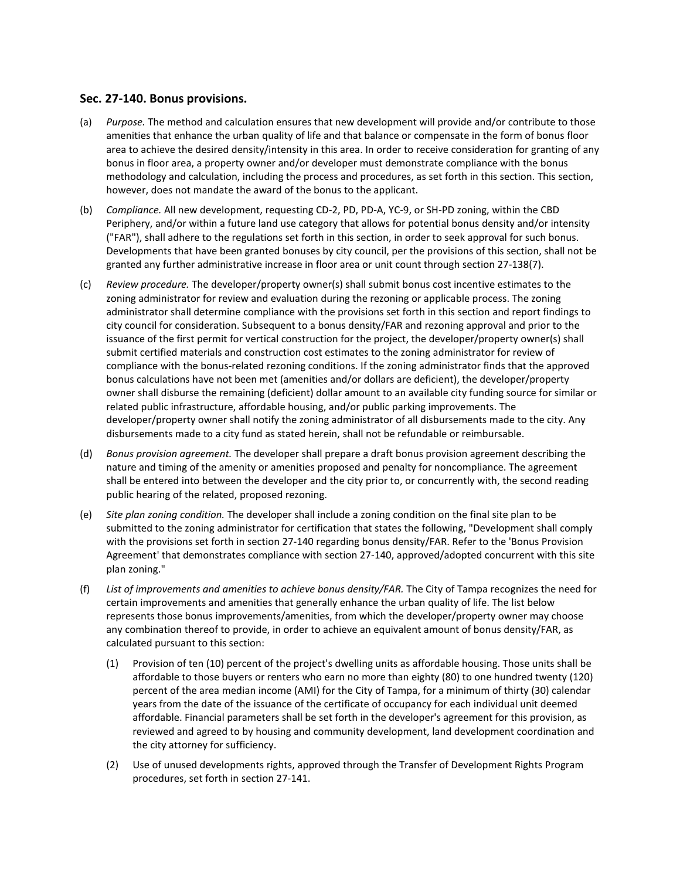### Sec. 27-140. Bonus provisions.

(a) *Purpose.* The method and calculation ensures that new development will provide and/or contribute to those amenities that enhance the urban quality of life and that balance or compensate in the form of bonus floor area to achieve the desired density/intensity in this area. In order to receive consideration for granting of any bonus in floor area, a property owner and/or developer must demonstrate compliance with the bonus methodology and calculation, including the process and procedures, as set forth in this section. This section, however, does not mandate the award of the bonus to the applicant.

(b) *Compliance.* All new development, requesting CD-2, PD, PD-A, YC-9, or SH-PD zoning, within the CBD Periphery, and/or within a future land use category that allows for potential bonus density and/or intensity ("FAR"), shall adhere to the regulations set forth in this section, in order to seek approval for such bonus. Developments that have been granted bonuses by city council, per the provisions of this section, shall not be granted any further administrative increase in floor area or unit count through section 27-138(7).

(c) *Review procedure.* The developer/property owner(s) shall submit bonus cost incentive estimates to the zoning administrator for review and evaluation during the rezoning or applicable process. The zoning administrator shall determine compliance with the provisions set forth in this section and report findings to city council for consideration. Subsequent to a bonus density/FAR and rezoning approval and prior to the issuance of the first permit for vertical construction for the project, the developer/property owner(s) shall submit certified materials and construction cost estimates to the zoning administrator for review of compliance with the bonus-related rezoning conditions. If the zoning administrator finds that the approved bonus calculations have not been met (amenities and/or dollars are deficient), the developer/property owner shall disburse the remaining (deficient) dollar amount to an available city funding source for similar or related public infrastructure, affordable housing, and/or public parking improvements. The developer/property owner shall notify the zoning administrator of all disbursements made to the city. Any disbursements made to a city fund as stated herein, shall not be refundable or reimbursable.

(d) *Bonus provision agreement.* The developer shall prepare a draft bonus provision agreement describing the nature and timing of the amenity or amenities proposed and penalty for noncompliance. The agreement shall be entered into between the developer and the city prior to, or concurrently with, the second reading public hearing of the related, proposed rezoning.

(e) *Site plan zoning condition.* The developer shall include a zoning condition on the final site plan to be submitted to the zoning administrator for certification that states the following, "Development shall comply with the provisions set forth in section 27-140 regarding bonus density/FAR. Refer to the 'Bonus Provision Agreement' that demonstrates compliance with section 27-140, approved/adopted concurrent with this site plan zoning."

(f) *List of improvements and amenities to achieve bonus density/FAR.* The City of Tampa recognizes the need for certain improvements and amenities that generally enhance the urban quality of life. The list below represents those bonus improvements/amenities, from which the developer/property owner may choose any combination thereof to provide, in order to achieve an equivalent amount of bonus density/FAR, as calculated pursuant to this section:

   (1) Provision of ten (10) percent of the project's dwelling units as affordable housing. Those units shall be affordable to those buyers or renters who earn no more than eighty (80) to one hundred twenty (120) percent of the area median income (AMI) for the City of Tampa, for a minimum of thirty (30) calendar years from the date of the issuance of the certificate of occupancy for each individual unit deemed affordable. Financial parameters shall be set forth in the developer's agreement for this provision, as reviewed and agreed to by housing and community development, land development coordination and the city attorney for sufficiency.

   (2) Use of unused developments rights, approved through the Transfer of Development Rights Program procedures, set forth in section 27-141.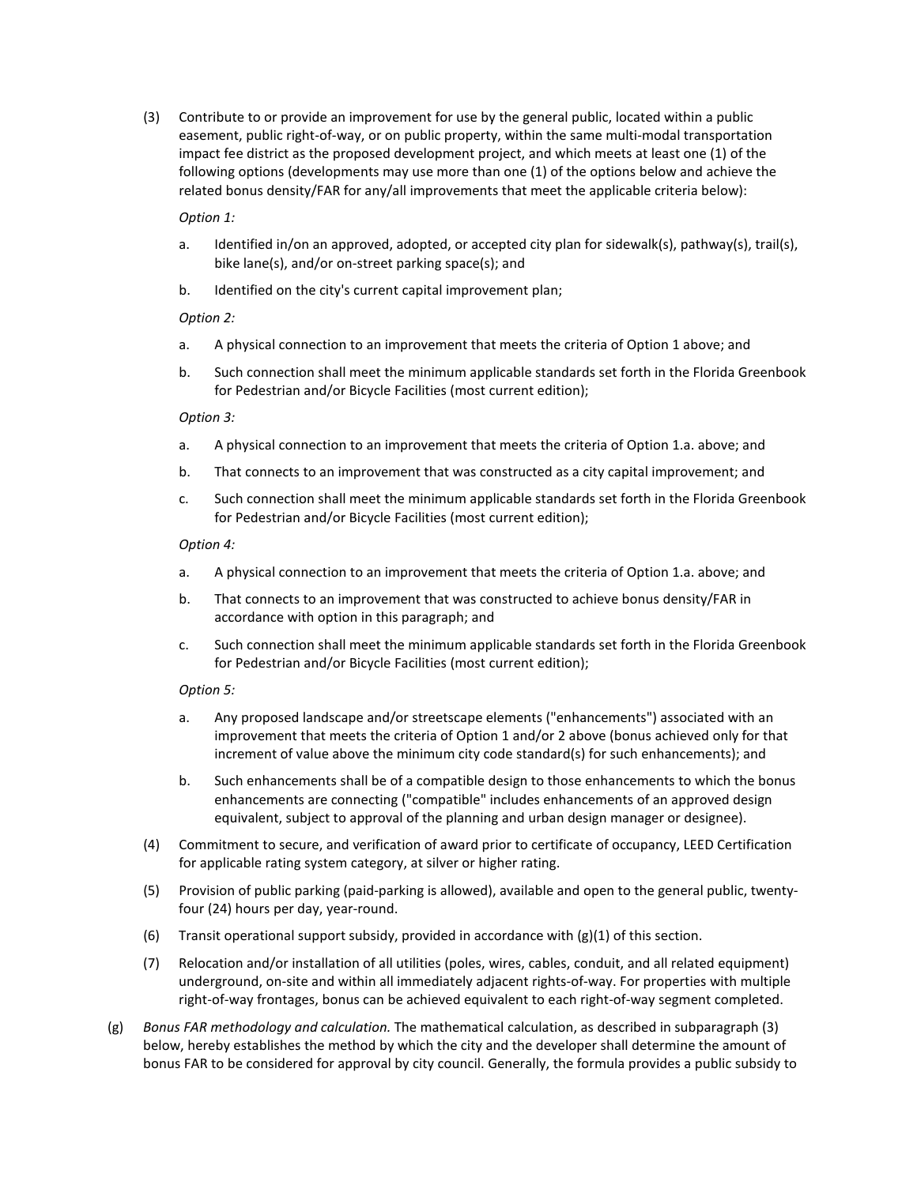(3) Contribute to or provide an improvement for use by the general public, located within a public easement, public right-of-way, or on public property, within the same multi-modal transportation impact fee district as the proposed development project, and which meets at least one (1) of the following options (developments may use more than one (1) of the options below and achieve the related bonus density/FAR for any/all improvements that meet the applicable criteria below):

*Option 1:*

a. Identified in/on an approved, adopted, or accepted city plan for sidewalk(s), pathway(s), trail(s), bike lane(s), and/or on-street parking space(s); and

b. Identified on the city's current capital improvement plan;

*Option 2:*

a. A physical connection to an improvement that meets the criteria of Option 1 above; and

b. Such connection shall meet the minimum applicable standards set forth in the Florida Greenbook for Pedestrian and/or Bicycle Facilities (most current edition);

*Option 3:*

a. A physical connection to an improvement that meets the criteria of Option 1.a. above; and

b. That connects to an improvement that was constructed as a city capital improvement; and

c. Such connection shall meet the minimum applicable standards set forth in the Florida Greenbook for Pedestrian and/or Bicycle Facilities (most current edition);

*Option 4:*

a. A physical connection to an improvement that meets the criteria of Option 1.a. above; and

b. That connects to an improvement that was constructed to achieve bonus density/FAR in accordance with option in this paragraph; and

c. Such connection shall meet the minimum applicable standards set forth in the Florida Greenbook for Pedestrian and/or Bicycle Facilities (most current edition);

*Option 5:*

a. Any proposed landscape and/or streetscape elements ("enhancements") associated with an improvement that meets the criteria of Option 1 and/or 2 above (bonus achieved only for that increment of value above the minimum city code standard(s) for such enhancements); and

b. Such enhancements shall be of a compatible design to those enhancements to which the bonus enhancements are connecting ("compatible" includes enhancements of an approved design equivalent, subject to approval of the planning and urban design manager or designee).

(4) Commitment to secure, and verification of award prior to certificate of occupancy, LEED Certification for applicable rating system category, at silver or higher rating.

(5) Provision of public parking (paid-parking is allowed), available and open to the general public, twenty-four (24) hours per day, year-round.

(6) Transit operational support subsidy, provided in accordance with (g)(1) of this section.

(7) Relocation and/or installation of all utilities (poles, wires, cables, conduit, and all related equipment) underground, on-site and within all immediately adjacent rights-of-way. For properties with multiple right-of-way frontages, bonus can be achieved equivalent to each right-of-way segment completed.

(g) *Bonus FAR methodology and calculation.* The mathematical calculation, as described in subparagraph (3) below, hereby establishes the method by which the city and the developer shall determine the amount of bonus FAR to be considered for approval by city council. Generally, the formula provides a public subsidy to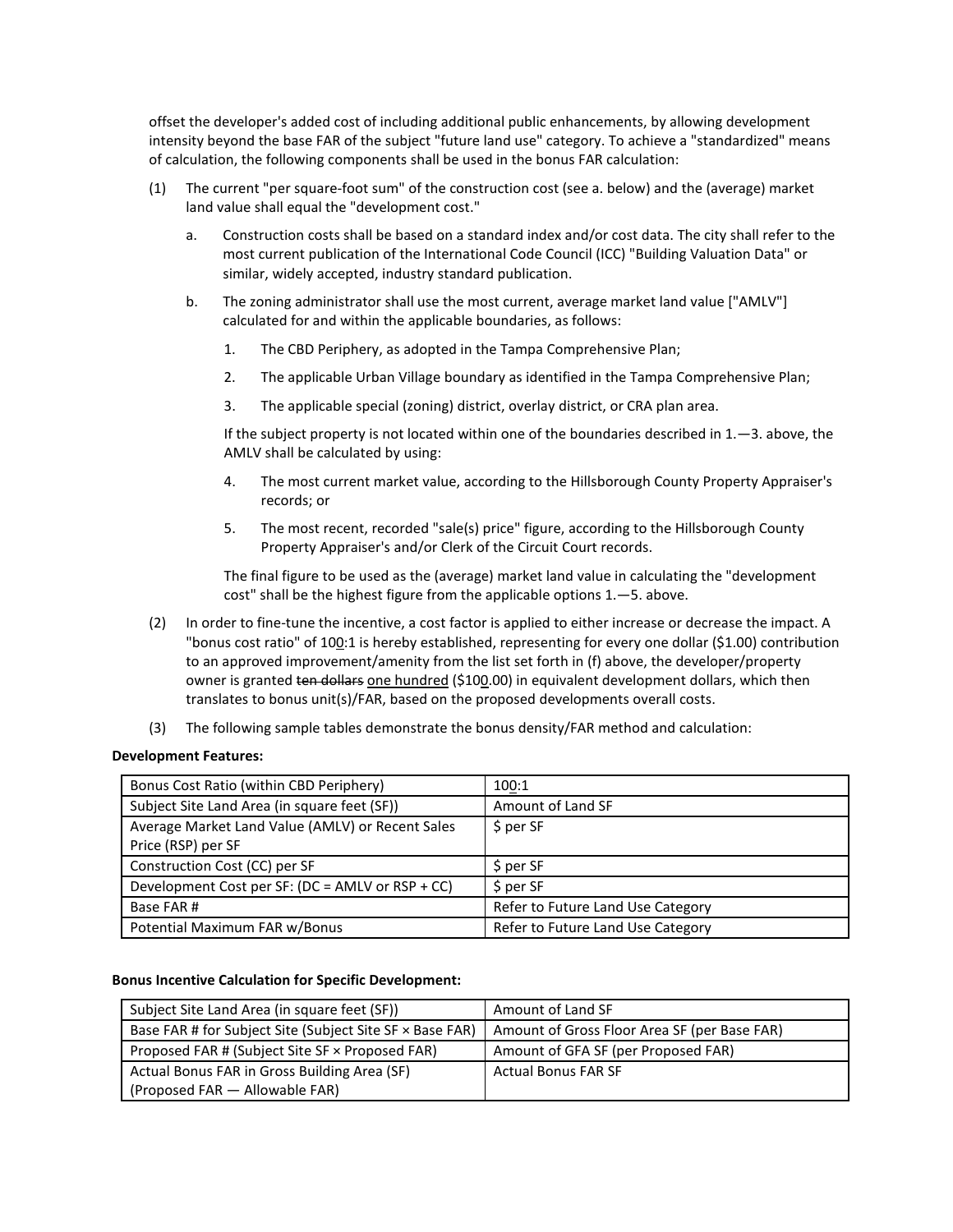offset the developer's added cost of including additional public enhancements, by allowing development intensity beyond the base FAR of the subject "future land use" category. To achieve a "standardized" means of calculation, the following components shall be used in the bonus FAR calculation:

(1) The current "per square-foot sum" of the construction cost (see a. below) and the (average) market land value shall equal the "development cost."

  a. Construction costs shall be based on a standard index and/or cost data. The city shall refer to the most current publication of the International Code Council (ICC) "Building Valuation Data" or similar, widely accepted, industry standard publication.

  b. The zoning administrator shall use the most current, average market land value ["AMLV"] calculated for and within the applicable boundaries, as follows:

    1. The CBD Periphery, as adopted in the Tampa Comprehensive Plan;

    2. The applicable Urban Village boundary as identified in the Tampa Comprehensive Plan;

    3. The applicable special (zoning) district, overlay district, or CRA plan area.

    If the subject property is not located within one of the boundaries described in 1.—3. above, the AMLV shall be calculated by using:

    4. The most current market value, according to the Hillsborough County Property Appraiser's records; or

    5. The most recent, recorded "sale(s) price" figure, according to the Hillsborough County Property Appraiser's and/or Clerk of the Circuit Court records.

    The final figure to be used as the (average) market land value in calculating the "development cost" shall be the highest figure from the applicable options 1.—5. above.

(2) In order to fine-tune the incentive, a cost factor is applied to either increase or decrease the impact. A "bonus cost ratio" of 100:1 is hereby established, representing for every one dollar ($1.00) contribution to an approved improvement/amenity from the list set forth in (f) above, the developer/property owner is granted ~~ten dollars~~ one hundred ($100.00) in equivalent development dollars, which then translates to bonus unit(s)/FAR, based on the proposed developments overall costs.

(3) The following sample tables demonstrate the bonus density/FAR method and calculation:

**Development Features:**

| Bonus Cost Ratio (within CBD Periphery) | 100:1 |
|---|---|
| Subject Site Land Area (in square feet (SF)) | Amount of Land SF |
| Average Market Land Value (AMLV) or Recent Sales Price (RSP) per SF | $ per SF |
| Construction Cost (CC) per SF | $ per SF |
| Development Cost per SF: (DC = AMLV or RSP + CC) | $ per SF |
| Base FAR # | Refer to Future Land Use Category |
| Potential Maximum FAR w/Bonus | Refer to Future Land Use Category |

**Bonus Incentive Calculation for Specific Development:**

| Subject Site Land Area (in square feet (SF)) | Amount of Land SF |
|---|---|
| Base FAR # for Subject Site (Subject Site SF × Base FAR) | Amount of Gross Floor Area SF (per Base FAR) |
| Proposed FAR # (Subject Site SF × Proposed FAR) | Amount of GFA SF (per Proposed FAR) |
| Actual Bonus FAR in Gross Building Area (SF) (Proposed FAR — Allowable FAR) | Actual Bonus FAR SF |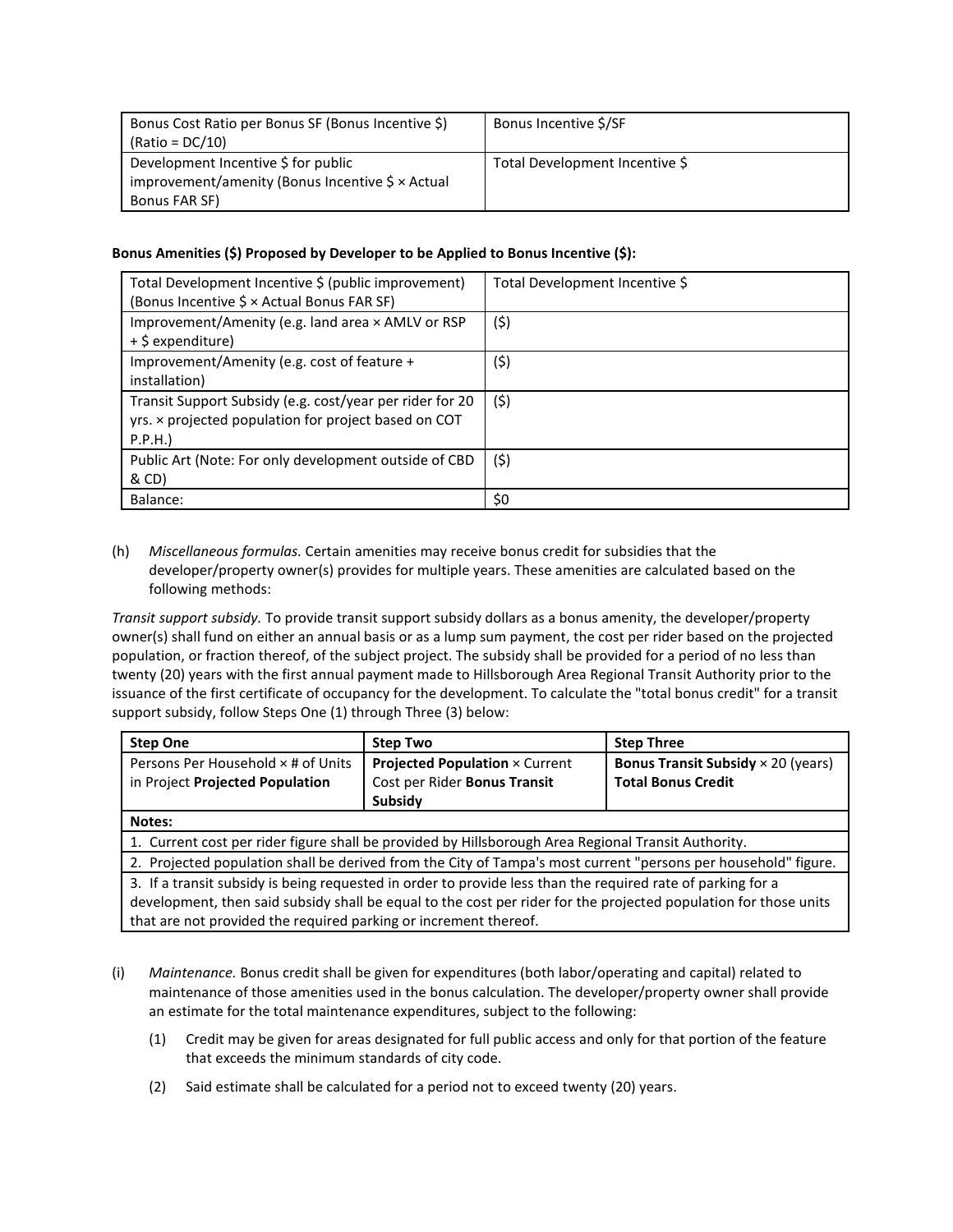| Bonus Cost Ratio per Bonus SF (Bonus Incentive $) (Ratio = DC/10) | Bonus Incentive $/SF |
|---|---|
| Development Incentive $ for public improvement/amenity (Bonus Incentive $ × Actual Bonus FAR SF) | Total Development Incentive $ |

**Bonus Amenities ($) Proposed by Developer to be Applied to Bonus Incentive ($):**

| Total Development Incentive $ (public improvement) (Bonus Incentive $ × Actual Bonus FAR SF) | Total Development Incentive $ |
|---|---|
| Improvement/Amenity (e.g. land area × AMLV or RSP + $ expenditure) | ($) |
| Improvement/Amenity (e.g. cost of feature + installation) | ($) |
| Transit Support Subsidy (e.g. cost/year per rider for 20 yrs. × projected population for project based on COT P.P.H.) | ($) |
| Public Art (Note: For only development outside of CBD & CD) | ($) |
| Balance: | $0 |

(h) *Miscellaneous formulas.* Certain amenities may receive bonus credit for subsidies that the developer/property owner(s) provides for multiple years. These amenities are calculated based on the following methods:

*Transit support subsidy.* To provide transit support subsidy dollars as a bonus amenity, the developer/property owner(s) shall fund on either an annual basis or as a lump sum payment, the cost per rider based on the projected population, or fraction thereof, of the subject project. The subsidy shall be provided for a period of no less than twenty (20) years with the first annual payment made to Hillsborough Area Regional Transit Authority prior to the issuance of the first certificate of occupancy for the development. To calculate the "total bonus credit" for a transit support subsidy, follow Steps One (1) through Three (3) below:

| **Step One** | **Step Two** | **Step Three** |
|---|---|---|
| Persons Per Household × # of Units in Project **Projected Population** | **Projected Population** × Current Cost per Rider **Bonus Transit Subsidy** | **Bonus Transit Subsidy** × 20 (years) **Total Bonus Credit** |
| **Notes:** | | |
| 1. Current cost per rider figure shall be provided by Hillsborough Area Regional Transit Authority. | | |
| 2. Projected population shall be derived from the City of Tampa's most current "persons per household" figure. | | |
| 3. If a transit subsidy is being requested in order to provide less than the required rate of parking for a development, then said subsidy shall be equal to the cost per rider for the projected population for those units that are not provided the required parking or increment thereof. | | |

(i) *Maintenance.* Bonus credit shall be given for expenditures (both labor/operating and capital) related to maintenance of those amenities used in the bonus calculation. The developer/property owner shall provide an estimate for the total maintenance expenditures, subject to the following:

(1) Credit may be given for areas designated for full public access and only for that portion of the feature that exceeds the minimum standards of city code.

(2) Said estimate shall be calculated for a period not to exceed twenty (20) years.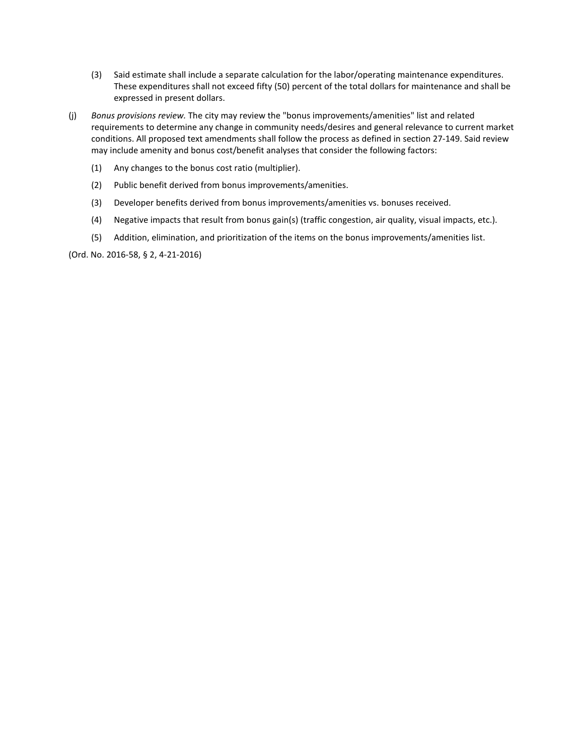(3) Said estimate shall include a separate calculation for the labor/operating maintenance expenditures. These expenditures shall not exceed fifty (50) percent of the total dollars for maintenance and shall be expressed in present dollars.

(j) *Bonus provisions review.* The city may review the "bonus improvements/amenities" list and related requirements to determine any change in community needs/desires and general relevance to current market conditions. All proposed text amendments shall follow the process as defined in section 27-149. Said review may include amenity and bonus cost/benefit analyses that consider the following factors:

(1) Any changes to the bonus cost ratio (multiplier).

(2) Public benefit derived from bonus improvements/amenities.

(3) Developer benefits derived from bonus improvements/amenities vs. bonuses received.

(4) Negative impacts that result from bonus gain(s) (traffic congestion, air quality, visual impacts, etc.).

(5) Addition, elimination, and prioritization of the items on the bonus improvements/amenities list.

(Ord. No. 2016-58, § 2, 4-21-2016)